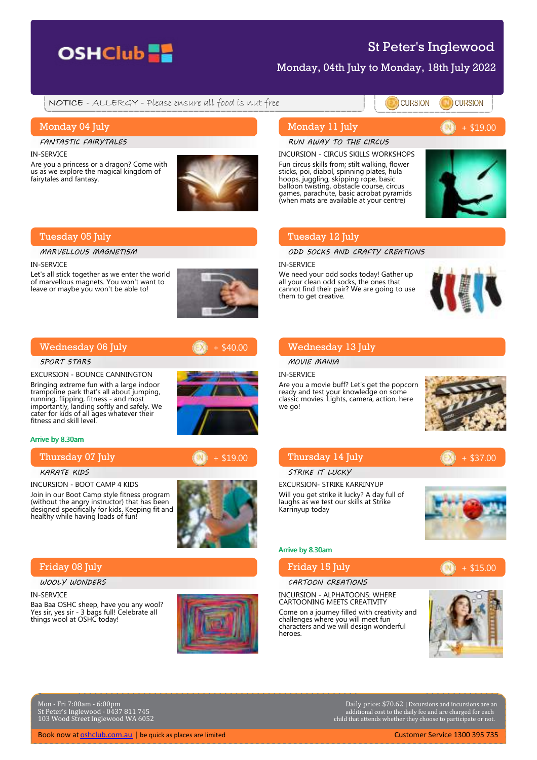# OSHClub

## St Peter's Inglewood

Monday, 04th July to Monday, 18th July 2022

NOTICE - ALLERGY - Please ensure all food is nut free

EXCURSION | INCURSION

## Monday 04 July

*FANTASTIC FAIRYTALES*

IN-SERVICE

Are you a princess or a dragon? Come with us as we explore the magical kingdom of fairytales and fantasy.

## Tuesday 05 July

*MARVELLOUS MAGNETISM*

IN-SERVICE

Let's all stick together as we enter the world of marvellous magnets. You won't want to leave or maybe you won't be able to!

## Wednesday 06 July — EX + $40.00

*SPORT STARS*

EXCURSION - BOUNCE CANNINGTON

Bringing extreme fun with a large indoor trampoline park that's all about jumping, running, flipping, fitness - and most importantly, landing softly and safely. We cater for kids of all ages whatever their fitness and skill level.

**Arrive by 8.30am**

## Thursday 07 July — IN + $19.00

*KARATE KIDS*

INCURSION - BOOT CAMP 4 KIDS

Join in our Boot Camp style fitness program (without the angry instructor) that has been designed specifically for kids. Keeping fit and healthy while having loads of fun!

## Friday 08 July

*WOOLY WONDERS*

IN-SERVICE

Baa Baa OSHC sheep, have you any wool? Yes sir, yes sir - 3 bags full! Celebrate all things wool at OSHC today!

## Monday 11 July — IN + $19.00

*RUN AWAY TO THE CIRCUS*

INCURSION - CIRCUS SKILLS WORKSHOPS

Fun circus skills from; stilt walking, flower sticks, poi, diabol, spinning plates, hula hoops, juggling, skipping rope, basic balloon twisting, obstacle course, circus games, parachute, basic acrobat pyramids (when mats are available at your centre)

## Tuesday 12 July

*ODD SOCKS AND CRAFTY CREATIONS*

IN-SERVICE

We need your odd socks today! Gather up all your clean odd socks, the ones that cannot find their pair? We are going to use them to get creative.

## Wednesday 13 July

*MOVIE MANIA*

IN-SERVICE

Are you a movie buff? Let's get the popcorn ready and test your knowledge on some classic movies. Lights, camera, action, here we go!

## Thursday 14 July — EX + $37.00

*STRIKE IT LUCKY*

EXCURSION- STRIKE KARRINYUP

Will you get strike it lucky? A day full of laughs as we test our skills at Strike Karrinyup today

**Arrive by 8.30am**

## Friday 15 July — IN + $15.00

*CARTOON CREATIONS*

INCURSION - ALPHATOONS: WHERE CARTOONING MEETS CREATIVITY

Come on a journey filled with creativity and challenges where you will meet fun characters and we will design wonderful heroes.

---

Mon - Fri 7:00am - 6:00pm
St Peter's Inglewood - 0437 811 745
103 Wood Street Inglewood WA 6052

Daily price: $70.62 | Excursions and incursions are an additional cost to the daily fee and are charged for each child that attends whether they choose to participate or not.

Book now at oshclub.com.au | be quick as places are limited

Customer Service 1300 395 735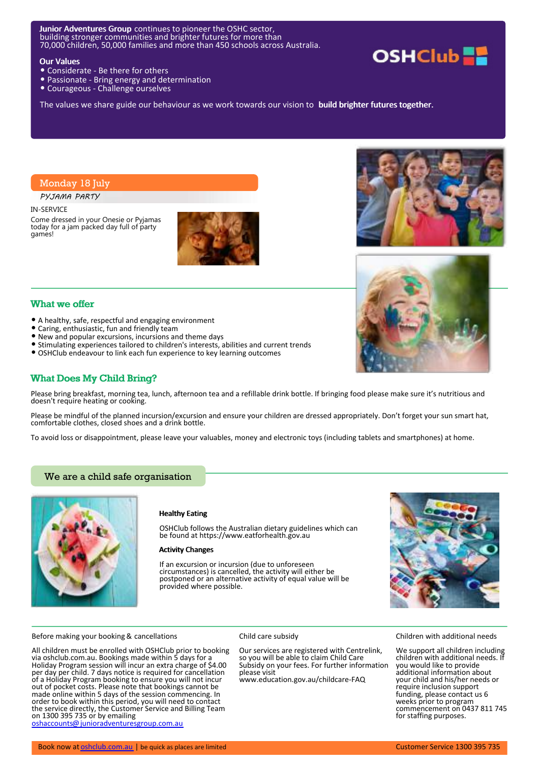**Junior Adventures Group** continues to pioneer the OSHC sector, building stronger communities and brighter futures for more than 70,000 children, 50,000 families and more than 450 schools across Australia.

**Our Values**

- Considerate - Be there for others
- Passionate - Bring energy and determination
- Courageous - Challenge ourselves

The values we share guide our behaviour as we work towards our vision to **build brighter futures together.**

## Monday 18 July

*PYJAMA PARTY*

IN-SERVICE

Come dressed in your Onesie or Pyjamas today for a jam packed day full of party games!

## What we offer

- A healthy, safe, respectful and engaging environment
- Caring, enthusiastic, fun and friendly team
- New and popular excursions, incursions and theme days
- Stimulating experiences tailored to children's interests, abilities and current trends
- OSHClub endeavour to link each fun experience to key learning outcomes

## What Does My Child Bring?

Please bring breakfast, morning tea, lunch, afternoon tea and a refillable drink bottle. If bringing food please make sure it's nutritious and doesn't require heating or cooking.

Please be mindful of the planned incursion/excursion and ensure your children are dressed appropriately. Don't forget your sun smart hat, comfortable clothes, closed shoes and a drink bottle.

To avoid loss or disappointment, please leave your valuables, money and electronic toys (including tablets and smartphones) at home.

## We are a child safe organisation

**Healthy Eating**

OSHClub follows the Australian dietary guidelines which can be found at https://www.eatforhealth.gov.au

**Activity Changes**

If an excursion or incursion (due to unforeseen circumstances) is cancelled, the activity will either be postponed or an alternative activity of equal value will be provided where possible.

### Before making your booking & cancellations

All children must be enrolled with OSHClub prior to booking via oshclub.com.au. Bookings made within 5 days for a Holiday Program session will incur an extra charge of $4.00 per day per child. 7 days notice is required for cancellation of a Holiday Program booking to ensure you will not incur out of pocket costs. Please note that bookings cannot be made online within 5 days of the session commencing. In order to book within this period, you will need to contact the service directly, the Customer Service and Billing Team on 1300 395 735 or by emailing oshaccounts@junioradventuresgroup.com.au

### Child care subsidy

Our services are registered with Centrelink, so you will be able to claim Child Care Subsidy on your fees. For further information please visit www.education.gov.au/childcare-FAQ

### Children with additional needs

We support all children including children with additional needs. If you would like to provide additional information about your child and his/her needs or require inclusion support funding, please contact us 6 weeks prior to program commencement on 0437 811 745 for staffing purposes.

Book now at oshclub.com.au | be quick as places are limited

Customer Service 1300 395 735